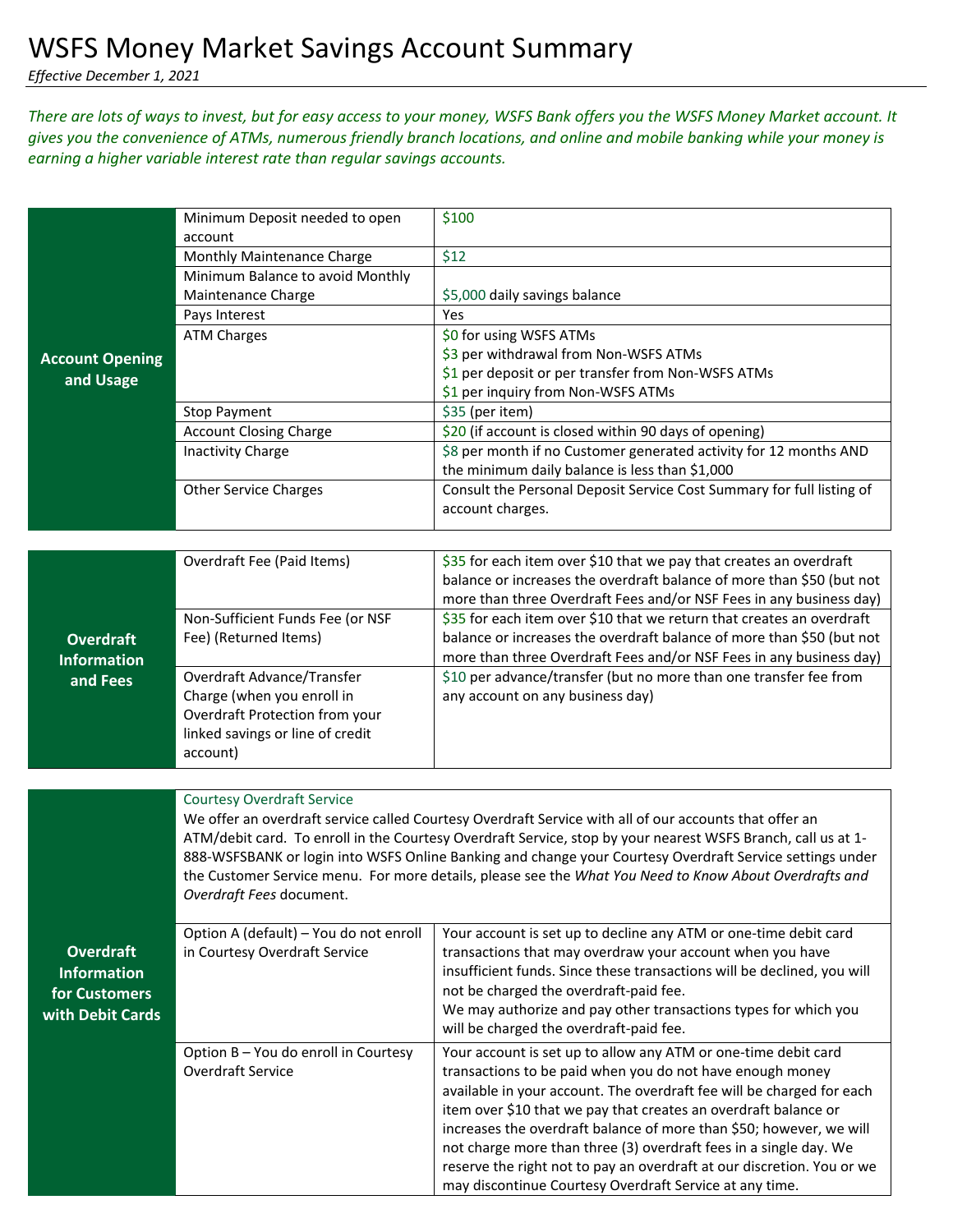# WSFS Money Market Savings Account Summary

*Effective December 1, 2021*

*There are lots of ways to invest, but for easy access to your money, WSFS Bank offers you the WSFS Money Market account. It gives you the convenience of ATMs, numerous friendly branch locations, and online and mobile banking while your money is earning a higher variable interest rate than regular savings accounts.*

| | | |
|---|---|---|
| **Account Opening and Usage** | Minimum Deposit needed to open account | $100 |
| | Monthly Maintenance Charge | $12 |
| | Minimum Balance to avoid Monthly Maintenance Charge | $5,000 daily savings balance |
| | Pays Interest | Yes |
| | ATM Charges | $0 for using WSFS ATMs<br>$3 per withdrawal from Non-WSFS ATMs<br>$1 per deposit or per transfer from Non-WSFS ATMs<br>$1 per inquiry from Non-WSFS ATMs |
| | Stop Payment | $35 (per item) |
| | Account Closing Charge | $20 (if account is closed within 90 days of opening) |
| | Inactivity Charge | $8 per month if no Customer generated activity for 12 months AND the minimum daily balance is less than $1,000 |
| | Other Service Charges | Consult the Personal Deposit Service Cost Summary for full listing of account charges. |

| | | |
|---|---|---|
| **Overdraft Information and Fees** | Overdraft Fee (Paid Items) | $35 for each item over $10 that we pay that creates an overdraft balance or increases the overdraft balance of more than $50 (but not more than three Overdraft Fees and/or NSF Fees in any business day) |
| | Non-Sufficient Funds Fee (or NSF Fee) (Returned Items) | $35 for each item over $10 that we return that creates an overdraft balance or increases the overdraft balance of more than $50 (but not more than three Overdraft Fees and/or NSF Fees in any business day) |
| | Overdraft Advance/Transfer Charge (when you enroll in Overdraft Protection from your linked savings or line of credit account) | $10 per advance/transfer (but no more than one transfer fee from any account on any business day) |

| | | |
|---|---|---|
| **Overdraft Information for Customers with Debit Cards** | Courtesy Overdraft Service<br>We offer an overdraft service called Courtesy Overdraft Service with all of our accounts that offer an ATM/debit card. To enroll in the Courtesy Overdraft Service, stop by your nearest WSFS Branch, call us at 1-888-WSFSBANK or login into WSFS Online Banking and change your Courtesy Overdraft Service settings under the Customer Service menu. For more details, please see the *What You Need to Know About Overdrafts and Overdraft Fees* document. | |
| | Option A (default) – You do not enroll in Courtesy Overdraft Service | Your account is set up to decline any ATM or one-time debit card transactions that may overdraw your account when you have insufficient funds. Since these transactions will be declined, you will not be charged the overdraft-paid fee.<br>We may authorize and pay other transactions types for which you will be charged the overdraft-paid fee. |
| | Option B – You do enroll in Courtesy Overdraft Service | Your account is set up to allow any ATM or one-time debit card transactions to be paid when you do not have enough money available in your account. The overdraft fee will be charged for each item over $10 that we pay that creates an overdraft balance or increases the overdraft balance of more than $50; however, we will not charge more than three (3) overdraft fees in a single day. We reserve the right not to pay an overdraft at our discretion. You or we may discontinue Courtesy Overdraft Service at any time. |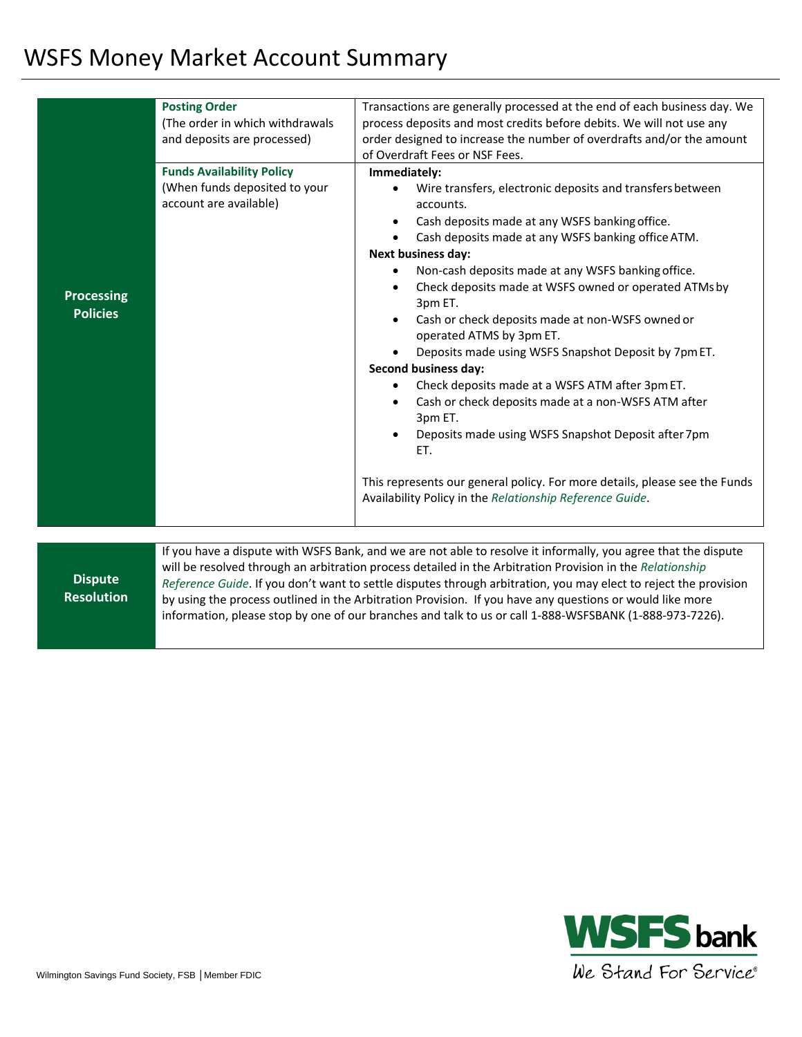# WSFS Money Market Account Summary

| | | |
|---|---|---|
| **Processing Policies** | **Posting Order**<br>(The order in which withdrawals and deposits are processed) | Transactions are generally processed at the end of each business day. We process deposits and most credits before debits. We will not use any order designed to increase the number of overdrafts and/or the amount of Overdraft Fees or NSF Fees. |
| | **Funds Availability Policy**<br>(When funds deposited to your account are available) | **Immediately:**<br>• Wire transfers, electronic deposits and transfers between accounts.<br>• Cash deposits made at any WSFS banking office.<br>• Cash deposits made at any WSFS banking office ATM.<br>**Next business day:**<br>• Non-cash deposits made at any WSFS banking office.<br>• Check deposits made at WSFS owned or operated ATMs by 3pm ET.<br>• Cash or check deposits made at non-WSFS owned or operated ATMS by 3pm ET.<br>• Deposits made using WSFS Snapshot Deposit by 7pm ET.<br>**Second business day:**<br>• Check deposits made at a WSFS ATM after 3pm ET.<br>• Cash or check deposits made at a non-WSFS ATM after 3pm ET.<br>• Deposits made using WSFS Snapshot Deposit after 7pm ET.<br><br>This represents our general policy. For more details, please see the Funds Availability Policy in the *Relationship Reference Guide*. |

| | |
|---|---|
| **Dispute Resolution** | If you have a dispute with WSFS Bank, and we are not able to resolve it informally, you agree that the dispute will be resolved through an arbitration process detailed in the Arbitration Provision in the *Relationship Reference Guide*. If you don't want to settle disputes through arbitration, you may elect to reject the provision by using the process outlined in the Arbitration Provision. If you have any questions or would like more information, please stop by one of our branches and talk to us or call 1-888-WSFSBANK (1-888-973-7226). |

Wilmington Savings Fund Society, FSB | Member FDIC

WSFS bank

We Stand For Service®